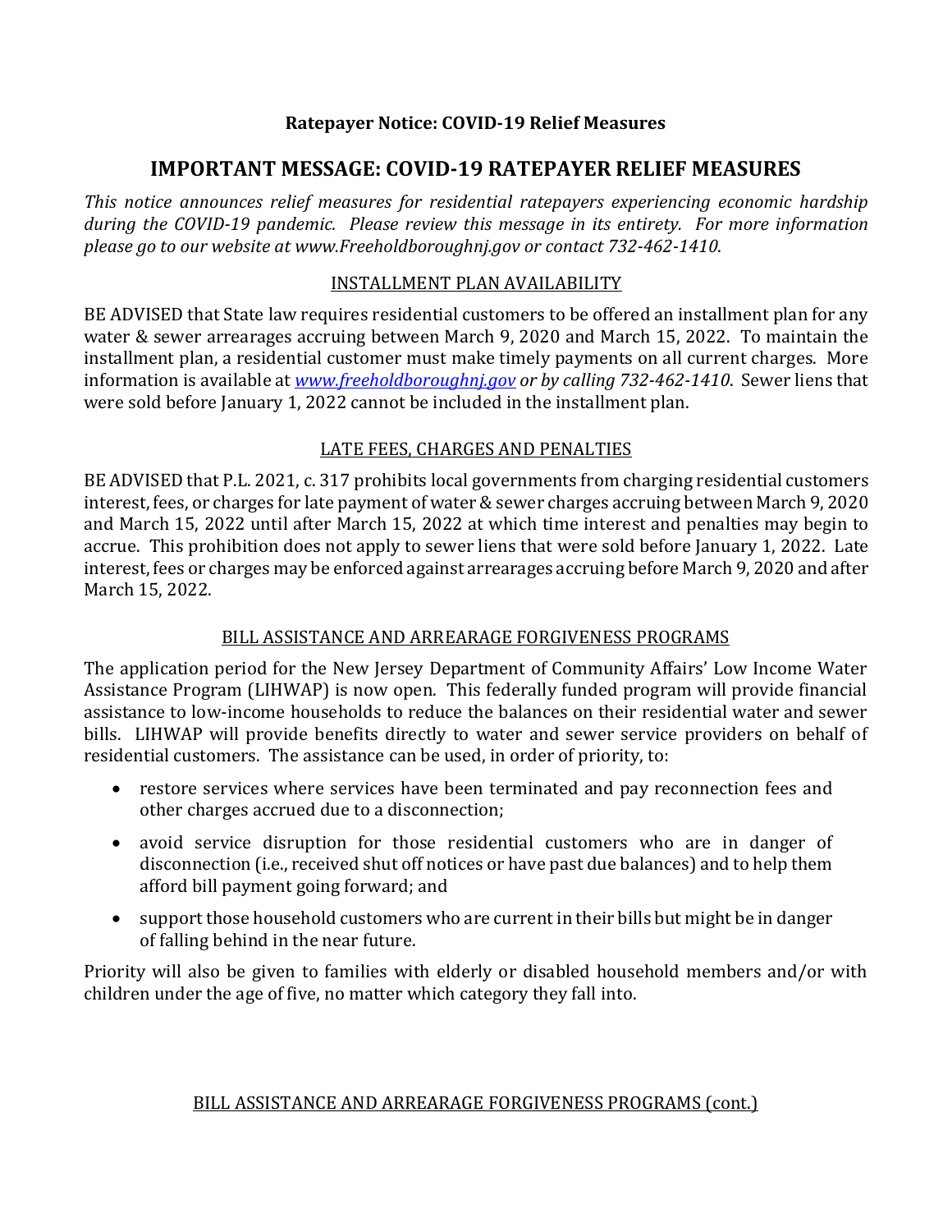**Ratepayer Notice: COVID-19 Relief Measures**

# IMPORTANT MESSAGE: COVID-19 RATEPAYER RELIEF MEASURES

*This notice announces relief measures for residential ratepayers experiencing economic hardship during the COVID-19 pandemic. Please review this message in its entirety. For more information please go to our website at www.Freeholdboroughnj.gov or contact 732-462-1410.*

## INSTALLMENT PLAN AVAILABILITY

BE ADVISED that State law requires residential customers to be offered an installment plan for any water & sewer arrearages accruing between March 9, 2020 and March 15, 2022. To maintain the installment plan, a residential customer must make timely payments on all current charges. More information is available at *www.freeholdboroughnj.gov or by calling 732-462-1410*. Sewer liens that were sold before January 1, 2022 cannot be included in the installment plan.

## LATE FEES, CHARGES AND PENALTIES

BE ADVISED that P.L. 2021, c. 317 prohibits local governments from charging residential customers interest, fees, or charges for late payment of water & sewer charges accruing between March 9, 2020 and March 15, 2022 until after March 15, 2022 at which time interest and penalties may begin to accrue. This prohibition does not apply to sewer liens that were sold before January 1, 2022. Late interest, fees or charges may be enforced against arrearages accruing before March 9, 2020 and after March 15, 2022.

## BILL ASSISTANCE AND ARREARAGE FORGIVENESS PROGRAMS

The application period for the New Jersey Department of Community Affairs' Low Income Water Assistance Program (LIHWAP) is now open. This federally funded program will provide financial assistance to low-income households to reduce the balances on their residential water and sewer bills. LIHWAP will provide benefits directly to water and sewer service providers on behalf of residential customers. The assistance can be used, in order of priority, to:

- restore services where services have been terminated and pay reconnection fees and other charges accrued due to a disconnection;
- avoid service disruption for those residential customers who are in danger of disconnection (i.e., received shut off notices or have past due balances) and to help them afford bill payment going forward; and
- support those household customers who are current in their bills but might be in danger of falling behind in the near future.

Priority will also be given to families with elderly or disabled household members and/or with children under the age of five, no matter which category they fall into.

## BILL ASSISTANCE AND ARREARAGE FORGIVENESS PROGRAMS (cont.)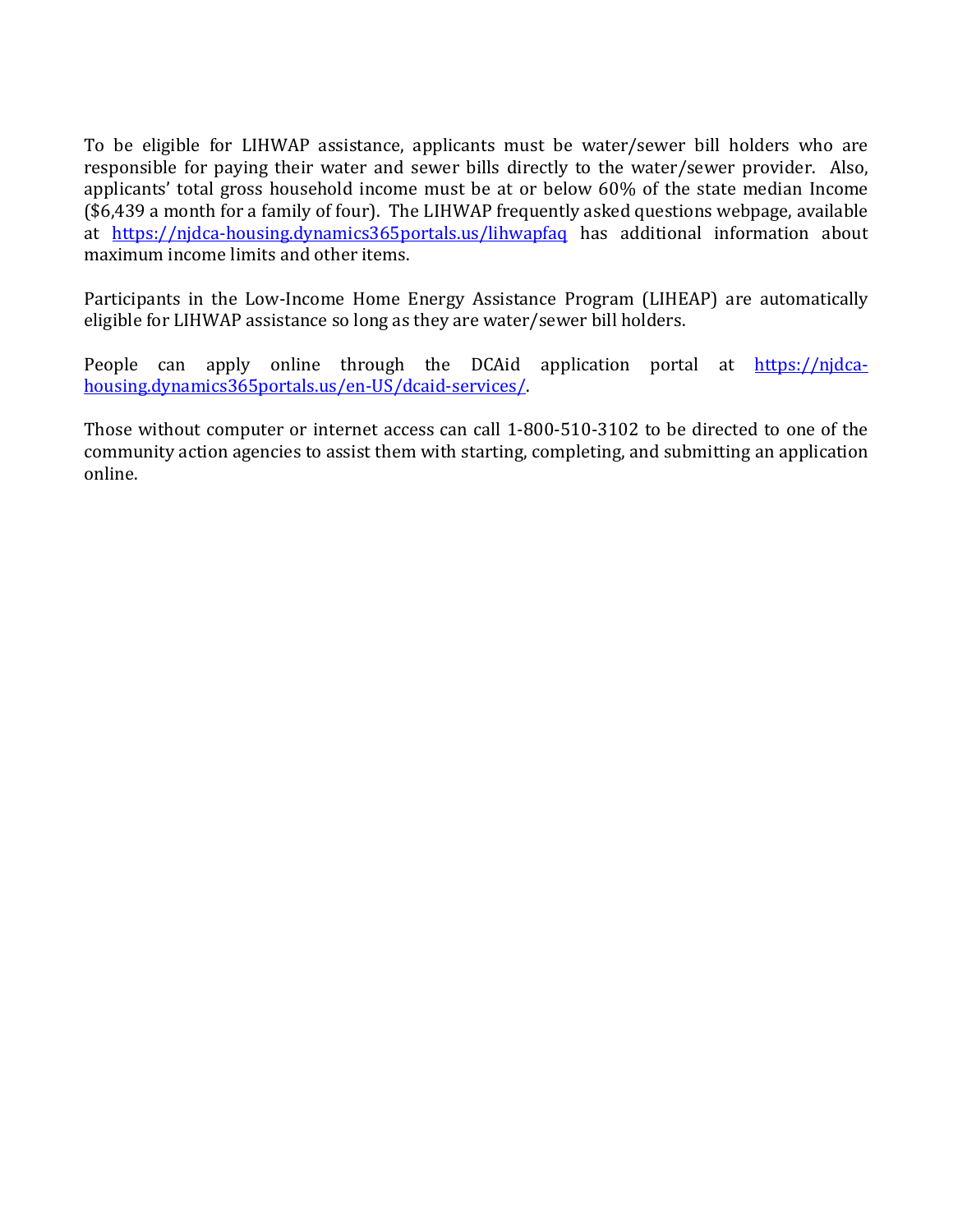To be eligible for LIHWAP assistance, applicants must be water/sewer bill holders who are responsible for paying their water and sewer bills directly to the water/sewer provider. Also, applicants' total gross household income must be at or below 60% of the state median Income ($6,439 a month for a family of four). The LIHWAP frequently asked questions webpage, available at [https://njdca-housing.dynamics365portals.us/lihwapfaq](https://njdca-housing.dynamics365portals.us/lihwapfaq) has additional information about maximum income limits and other items.

Participants in the Low-Income Home Energy Assistance Program (LIHEAP) are automatically eligible for LIHWAP assistance so long as they are water/sewer bill holders.

People can apply online through the DCAid application portal at [https://njdca-housing.dynamics365portals.us/en-US/dcaid-services/](https://njdca-housing.dynamics365portals.us/en-US/dcaid-services/).

Those without computer or internet access can call 1-800-510-3102 to be directed to one of the community action agencies to assist them with starting, completing, and submitting an application online.